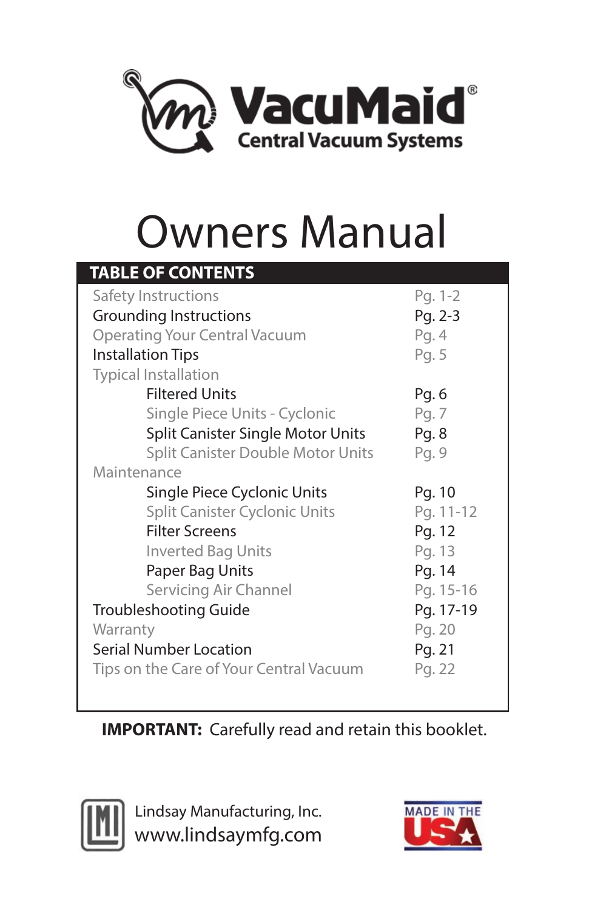**VacuMaid®**
**Central Vacuum Systems**

# Owners Manual

| TABLE OF CONTENTS | |
|---|---|
| Safety Instructions | Pg. 1-2 |
| Grounding Instructions | Pg. 2-3 |
| Operating Your Central Vacuum | Pg. 4 |
| Installation Tips | Pg. 5 |
| Typical Installation | |
| Filtered Units | Pg. 6 |
| Single Piece Units - Cyclonic | Pg. 7 |
| Split Canister Single Motor Units | Pg. 8 |
| Split Canister Double Motor Units | Pg. 9 |
| Maintenance | |
| Single Piece Cyclonic Units | Pg. 10 |
| Split Canister Cyclonic Units | Pg. 11-12 |
| Filter Screens | Pg. 12 |
| Inverted Bag Units | Pg. 13 |
| Paper Bag Units | Pg. 14 |
| Servicing Air Channel | Pg. 15-16 |
| Troubleshooting Guide | Pg. 17-19 |
| Warranty | Pg. 20 |
| Serial Number Location | Pg. 21 |
| Tips on the Care of Your Central Vacuum | Pg. 22 |

**IMPORTANT:** Carefully read and retain this booklet.

Lindsay Manufacturing, Inc.
www.lindsaymfg.com

MADE IN THE USA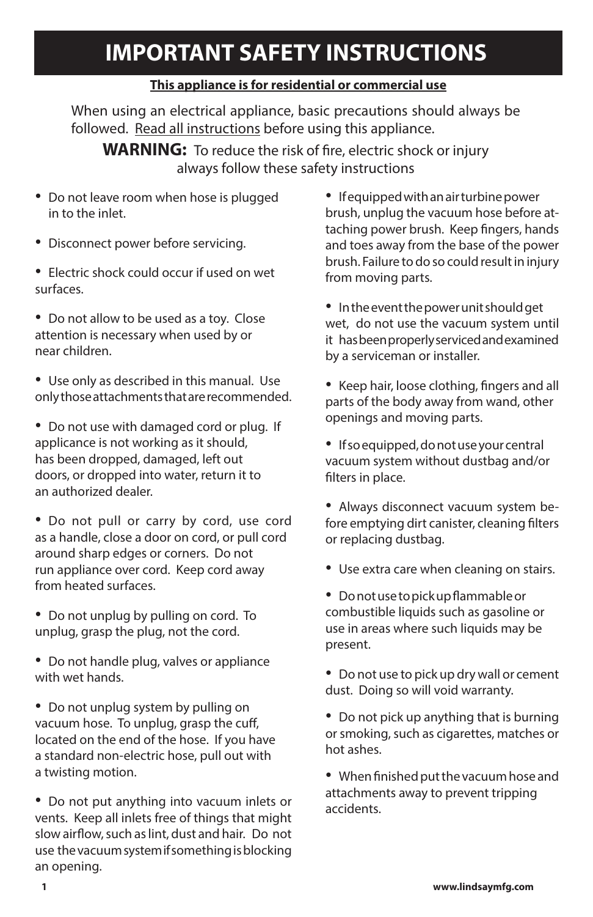# IMPORTANT SAFETY INSTRUCTIONS

**This appliance is for residential or commercial use**

When using an electrical appliance, basic precautions should always be followed. Read all instructions before using this appliance.

**WARNING:** To reduce the risk of fire, electric shock or injury always follow these safety instructions

- Do not leave room when hose is plugged in to the inlet.
- Disconnect power before servicing.
- Electric shock could occur if used on wet surfaces.
- Do not allow to be used as a toy. Close attention is necessary when used by or near children.
- Use only as described in this manual. Use only those attachments that are recommended.
- Do not use with damaged cord or plug. If applicance is not working as it should, has been dropped, damaged, left out doors, or dropped into water, return it to an authorized dealer.
- Do not pull or carry by cord, use cord as a handle, close a door on cord, or pull cord around sharp edges or corners. Do not run appliance over cord. Keep cord away from heated surfaces.
- Do not unplug by pulling on cord. To unplug, grasp the plug, not the cord.
- Do not handle plug, valves or appliance with wet hands.
- Do not unplug system by pulling on vacuum hose. To unplug, grasp the cuff, located on the end of the hose. If you have a standard non-electric hose, pull out with a twisting motion.
- Do not put anything into vacuum inlets or vents. Keep all inlets free of things that might slow airflow, such as lint, dust and hair. Do not use the vacuum system if something is blocking an opening.
- If equipped with an air turbine power brush, unplug the vacuum hose before attaching power brush. Keep fingers, hands and toes away from the base of the power brush. Failure to do so could result in injury from moving parts.
- In the event the power unit should get wet, do not use the vacuum system until it has been properly serviced and examined by a serviceman or installer.
- Keep hair, loose clothing, fingers and all parts of the body away from wand, other openings and moving parts.
- If so equipped, do not use your central vacuum system without dustbag and/or filters in place.
- Always disconnect vacuum system before emptying dirt canister, cleaning filters or replacing dustbag.
- Use extra care when cleaning on stairs.
- Do not use to pick up flammable or combustible liquids such as gasoline or use in areas where such liquids may be present.
- Do not use to pick up dry wall or cement dust. Doing so will void warranty.
- Do not pick up anything that is burning or smoking, such as cigarettes, matches or hot ashes.
- When finished put the vacuum hose and attachments away to prevent tripping accidents.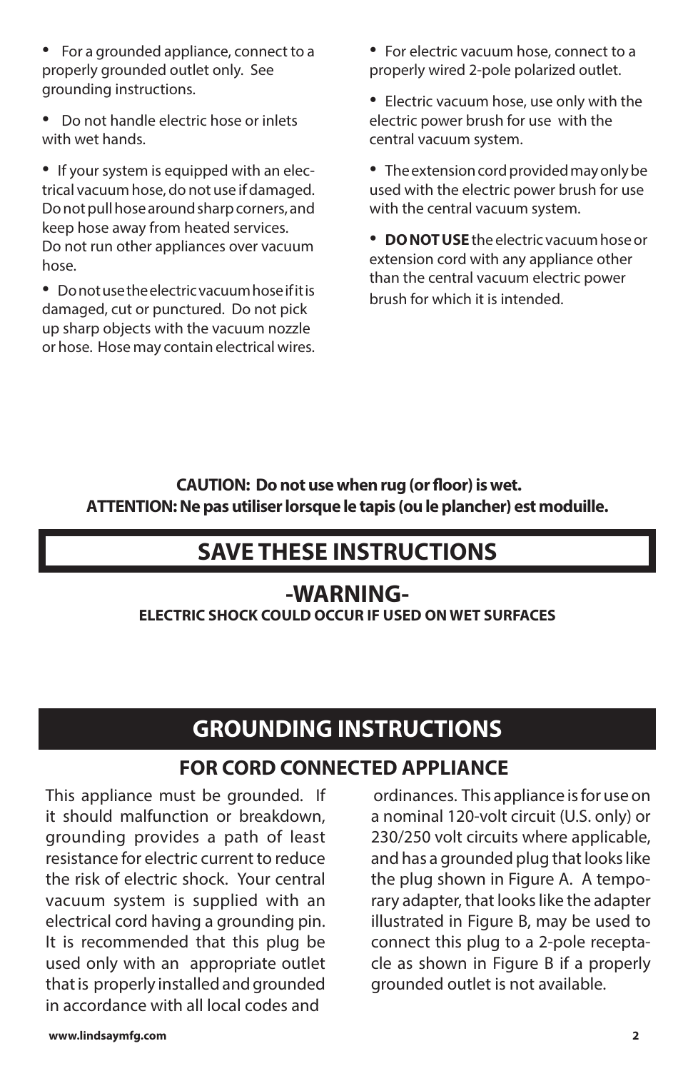- For a grounded appliance, connect to a properly grounded outlet only. See grounding instructions.
- Do not handle electric hose or inlets with wet hands.
- If your system is equipped with an electrical vacuum hose, do not use if damaged. Do not pull hose around sharp corners, and keep hose away from heated services. Do not run other appliances over vacuum hose.
- Do not use the electric vacuum hose if it is damaged, cut or punctured. Do not pick up sharp objects with the vacuum nozzle or hose. Hose may contain electrical wires.
- For electric vacuum hose, connect to a properly wired 2-pole polarized outlet.
- Electric vacuum hose, use only with the electric power brush for use with the central vacuum system.
- The extension cord provided may only be used with the electric power brush for use with the central vacuum system.
- **DO NOT USE** the electric vacuum hose or extension cord with any appliance other than the central vacuum electric power brush for which it is intended.

**CAUTION: Do not use when rug (or floor) is wet.**
**ATTENTION: Ne pas utiliser lorsque le tapis (ou le plancher) est moduille.**

# SAVE THESE INSTRUCTIONS

## -WARNING-

**ELECTRIC SHOCK COULD OCCUR IF USED ON WET SURFACES**

# GROUNDING INSTRUCTIONS

## FOR CORD CONNECTED APPLIANCE

This appliance must be grounded. If it should malfunction or breakdown, grounding provides a path of least resistance for electric current to reduce the risk of electric shock. Your central vacuum system is supplied with an electrical cord having a grounding pin. It is recommended that this plug be used only with an appropriate outlet that is properly installed and grounded in accordance with all local codes and ordinances. This appliance is for use on a nominal 120-volt circuit (U.S. only) or 230/250 volt circuits where applicable, and has a grounded plug that looks like the plug shown in Figure A. A temporary adapter, that looks like the adapter illustrated in Figure B, may be used to connect this plug to a 2-pole receptacle as shown in Figure B if a properly grounded outlet is not available.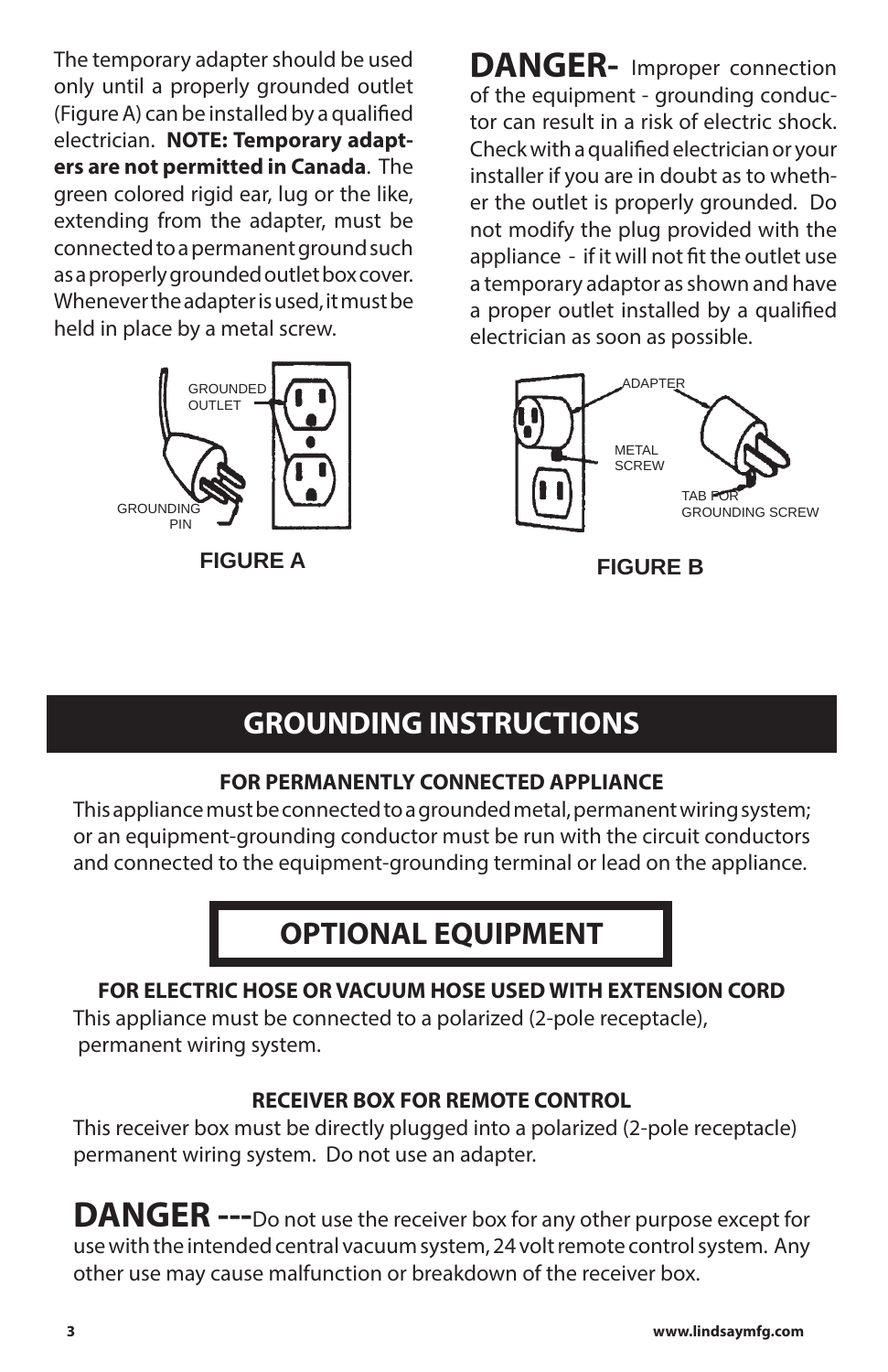The temporary adapter should be used only until a properly grounded outlet (Figure A) can be installed by a qualified electrician. **NOTE: Temporary adapters are not permitted in Canada**. The green colored rigid ear, lug or the like, extending from the adapter, must be connected to a permanent ground such as a properly grounded outlet box cover. Whenever the adapter is used, it must be held in place by a metal screw.

**DANGER-** Improper connection of the equipment - grounding conductor can result in a risk of electric shock. Check with a qualified electrician or your installer if you are in doubt as to whether the outlet is properly grounded. Do not modify the plug provided with the appliance - if it will not fit the outlet use a temporary adaptor as shown and have a proper outlet installed by a qualified electrician as soon as possible.

GROUNDED OUTLET

GROUNDING PIN

**FIGURE A**

ADAPTER

METAL SCREW

TAB FOR GROUNDING SCREW

**FIGURE B**

# GROUNDING INSTRUCTIONS

### FOR PERMANENTLY CONNECTED APPLIANCE

This appliance must be connected to a grounded metal, permanent wiring system; or an equipment-grounding conductor must be run with the circuit conductors and connected to the equipment-grounding terminal or lead on the appliance.

# OPTIONAL EQUIPMENT

### FOR ELECTRIC HOSE OR VACUUM HOSE USED WITH EXTENSION CORD

This appliance must be connected to a polarized (2-pole receptacle), permanent wiring system.

### RECEIVER BOX FOR REMOTE CONTROL

This receiver box must be directly plugged into a polarized (2-pole receptacle) permanent wiring system. Do not use an adapter.

**DANGER ---**Do not use the receiver box for any other purpose except for use with the intended central vacuum system, 24 volt remote control system. Any other use may cause malfunction or breakdown of the receiver box.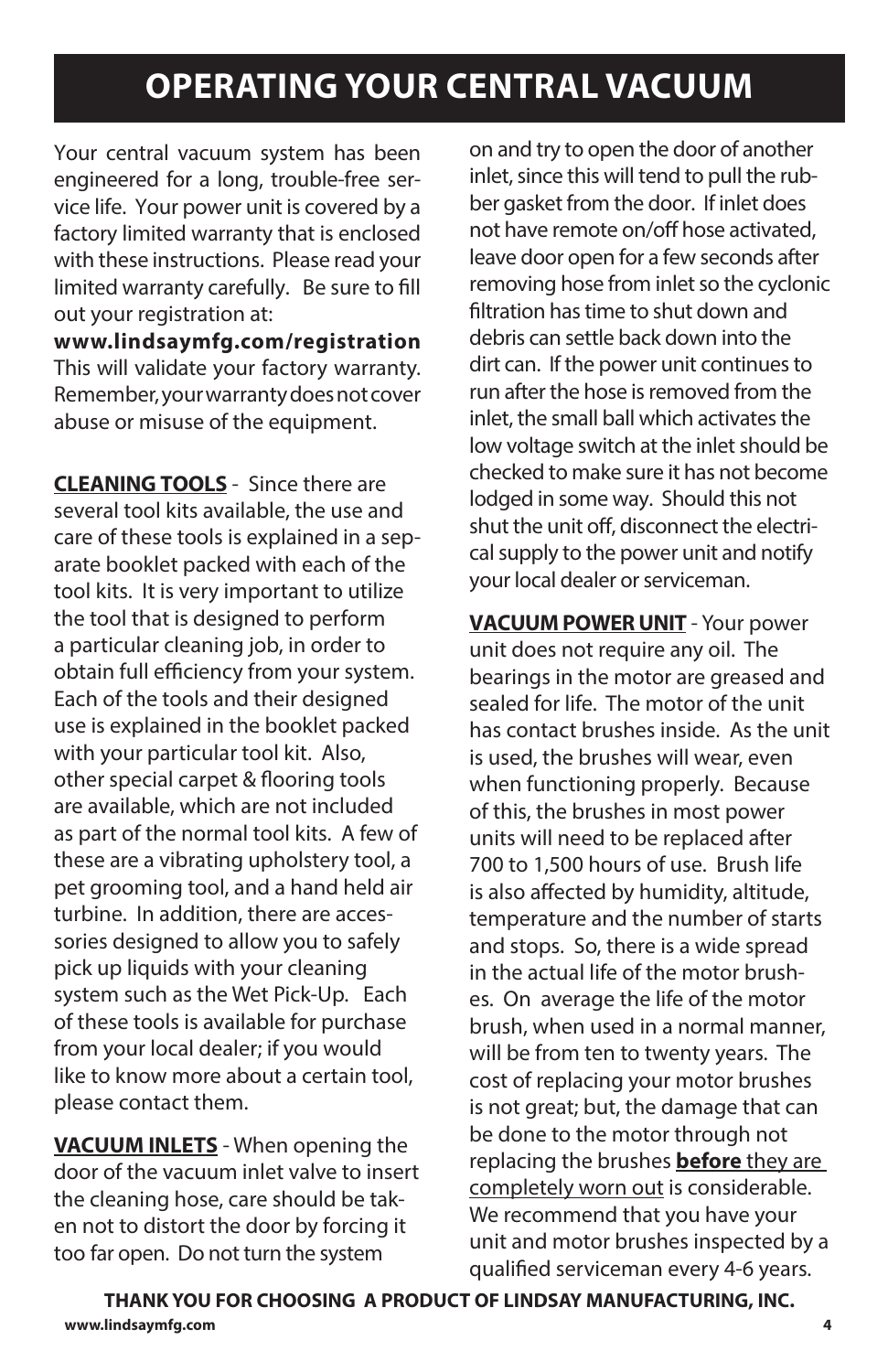# OPERATING YOUR CENTRAL VACUUM

Your central vacuum system has been engineered for a long, trouble-free service life. Your power unit is covered by a factory limited warranty that is enclosed with these instructions. Please read your limited warranty carefully. Be sure to fill out your registration at:
**www.lindsaymfg.com/registration**
This will validate your factory warranty. Remember, your warranty does not cover abuse or misuse of the equipment.

**CLEANING TOOLS** - Since there are several tool kits available, the use and care of these tools is explained in a separate booklet packed with each of the tool kits. It is very important to utilize the tool that is designed to perform a particular cleaning job, in order to obtain full efficiency from your system. Each of the tools and their designed use is explained in the booklet packed with your particular tool kit. Also, other special carpet & flooring tools are available, which are not included as part of the normal tool kits. A few of these are a vibrating upholstery tool, a pet grooming tool, and a hand held air turbine. In addition, there are accessories designed to allow you to safely pick up liquids with your cleaning system such as the Wet Pick-Up. Each of these tools is available for purchase from your local dealer; if you would like to know more about a certain tool, please contact them.

**VACUUM INLETS** - When opening the door of the vacuum inlet valve to insert the cleaning hose, care should be taken not to distort the door by forcing it too far open. Do not turn the system on and try to open the door of another inlet, since this will tend to pull the rubber gasket from the door. If inlet does not have remote on/off hose activated, leave door open for a few seconds after removing hose from inlet so the cyclonic filtration has time to shut down and debris can settle back down into the dirt can. If the power unit continues to run after the hose is removed from the inlet, the small ball which activates the low voltage switch at the inlet should be checked to make sure it has not become lodged in some way. Should this not shut the unit off, disconnect the electrical supply to the power unit and notify your local dealer or serviceman.

**VACUUM POWER UNIT** - Your power unit does not require any oil. The bearings in the motor are greased and sealed for life. The motor of the unit has contact brushes inside. As the unit is used, the brushes will wear, even when functioning properly. Because of this, the brushes in most power units will need to be replaced after 700 to 1,500 hours of use. Brush life is also affected by humidity, altitude, temperature and the number of starts and stops. So, there is a wide spread in the actual life of the motor brushes. On average the life of the motor brush, when used in a normal manner, will be from ten to twenty years. The cost of replacing your motor brushes is not great; but, the damage that can be done to the motor through not replacing the brushes **before** they are completely worn out is considerable. We recommend that you have your unit and motor brushes inspected by a qualified serviceman every 4-6 years.

**THANK YOU FOR CHOOSING A PRODUCT OF LINDSAY MANUFACTURING, INC.**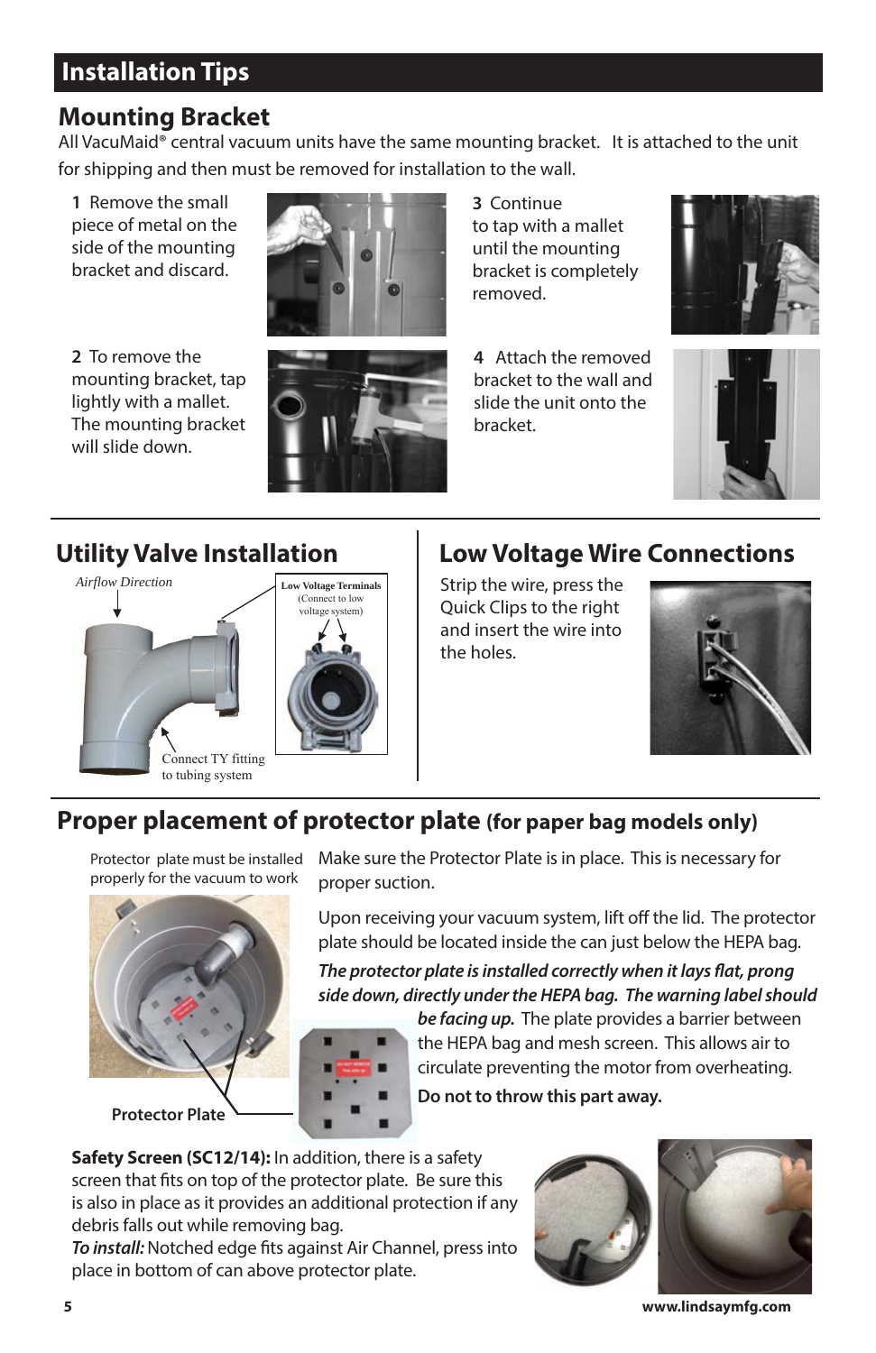# Installation Tips

## Mounting Bracket

All VacuMaid® central vacuum units have the same mounting bracket. It is attached to the unit for shipping and then must be removed for installation to the wall.

1 Remove the small piece of metal on the side of the mounting bracket and discard.

2 To remove the mounting bracket, tap lightly with a mallet. The mounting bracket will slide down.

3 Continue to tap with a mallet until the mounting bracket is completely removed.

4 Attach the removed bracket to the wall and slide the unit onto the bracket.

## Utility Valve Installation

*Airflow Direction*

Low Voltage Terminals (Connect to low voltage system)

Connect TY fitting to tubing system

## Low Voltage Wire Connections

Strip the wire, press the Quick Clips to the right and insert the wire into the holes.

## Proper placement of protector plate (for paper bag models only)

Protector plate must be installed properly for the vacuum to work

Protector Plate

Make sure the Protector Plate is in place. This is necessary for proper suction.

Upon receiving your vacuum system, lift off the lid. The protector plate should be located inside the can just below the HEPA bag.

***The protector plate is installed correctly when it lays flat, prong side down, directly under the HEPA bag. The warning label should be facing up.*** The plate provides a barrier between the HEPA bag and mesh screen. This allows air to circulate preventing the motor from overheating.

**Do not to throw this part away.**

**Safety Screen (SC12/14):** In addition, there is a safety screen that fits on top of the protector plate. Be sure this is also in place as it provides an additional protection if any debris falls out while removing bag.

***To install:*** Notched edge fits against Air Channel, press into place in bottom of can above protector plate.

www.lindsaymfg.com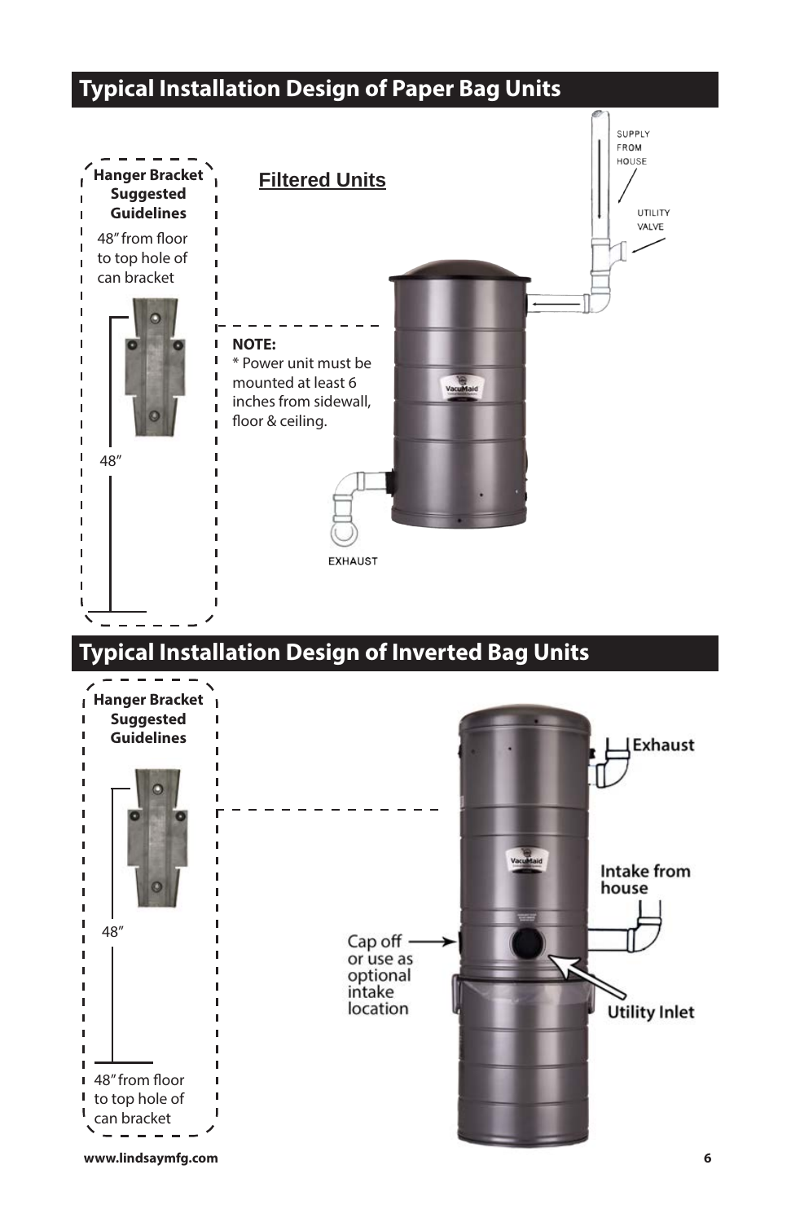## Typical Installation Design of Paper Bag Units

**Hanger Bracket Suggested Guidelines**

48" from floor to top hole of can bracket

48"

**Filtered Units**

SUPPLY FROM HOUSE

UTILITY VALVE

**NOTE:**
* Power unit must be mounted at least 6 inches from sidewall, floor & ceiling.

EXHAUST

## Typical Installation Design of Inverted Bag Units

**Hanger Bracket Suggested Guidelines**

48"

48" from floor to top hole of can bracket

Exhaust

Intake from house

Cap off or use as optional intake location

Utility Inlet

www.lindsaymfg.com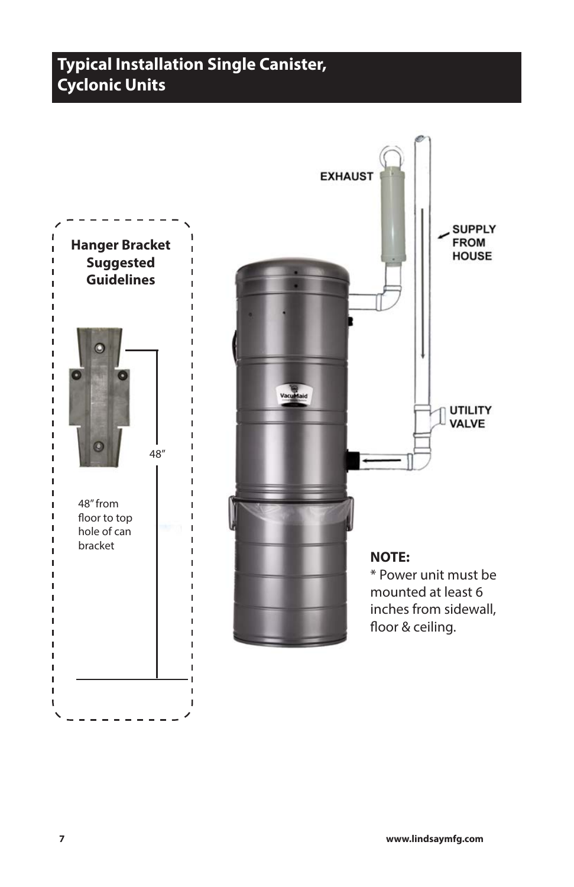# Typical Installation Single Canister, Cyclonic Units

**Hanger Bracket Suggested Guidelines**

48″

48″ from floor to top hole of can bracket

EXHAUST

SUPPLY FROM HOUSE

UTILITY VALVE

**NOTE:**
* Power unit must be mounted at least 6 inches from sidewall, floor & ceiling.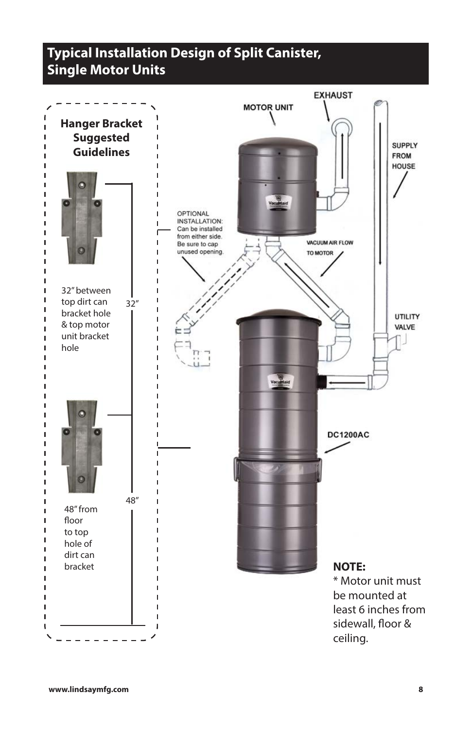## Typical Installation Design of Split Canister, Single Motor Units

**Hanger Bracket Suggested Guidelines**

32" between top dirt can bracket hole & top motor unit bracket hole

32"

48"

48" from floor to top hole of dirt can bracket

MOTOR UNIT

EXHAUST

SUPPLY FROM HOUSE

OPTIONAL INSTALLATION: Can be installed from either side. Be sure to cap unused opening.

VACUUM AIR FLOW TO MOTOR

UTILITY VALVE

DC1200AC

**NOTE:**

* Motor unit must be mounted at least 6 inches from sidewall, floor & ceiling.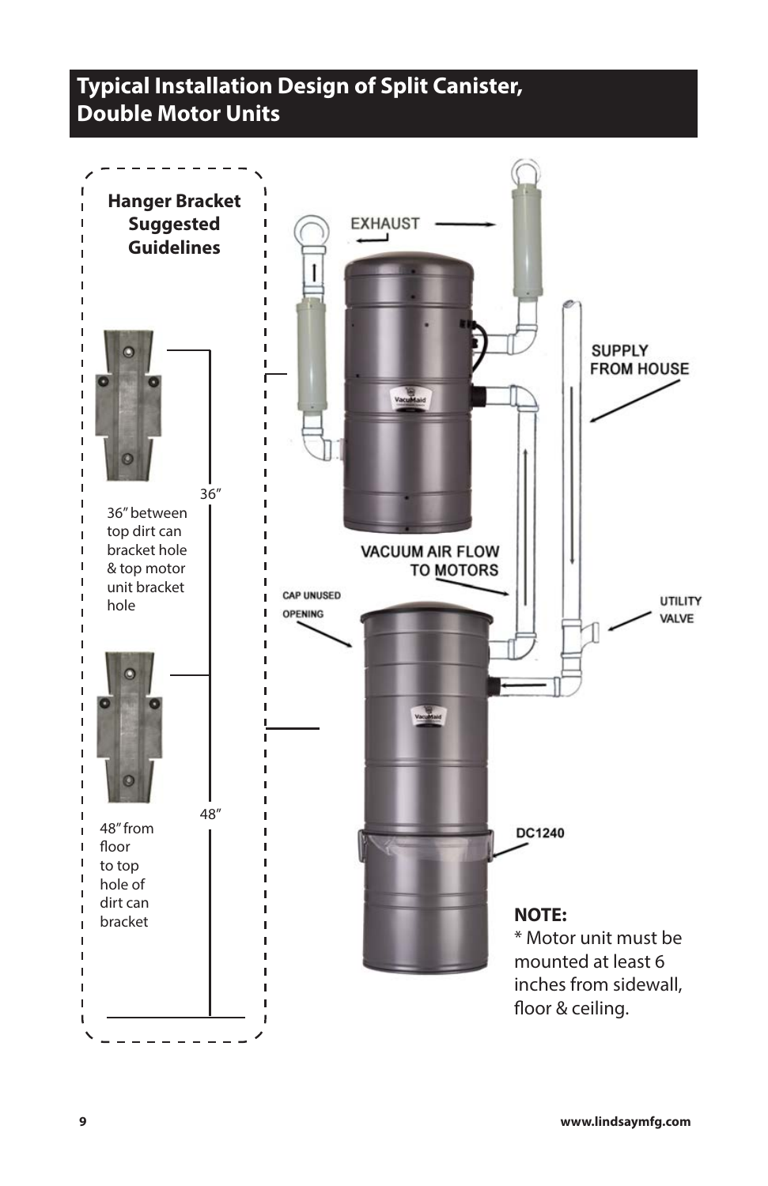## Typical Installation Design of Split Canister, Double Motor Units

**Hanger Bracket Suggested Guidelines**

36″

36″ between top dirt can bracket hole & top motor unit bracket hole

48″

48″ from floor to top hole of dirt can bracket

EXHAUST

SUPPLY FROM HOUSE

VACUUM AIR FLOW TO MOTORS

CAP UNUSED OPENING

UTILITY VALVE

DC1240

**NOTE:**
* Motor unit must be mounted at least 6 inches from sidewall, floor & ceiling.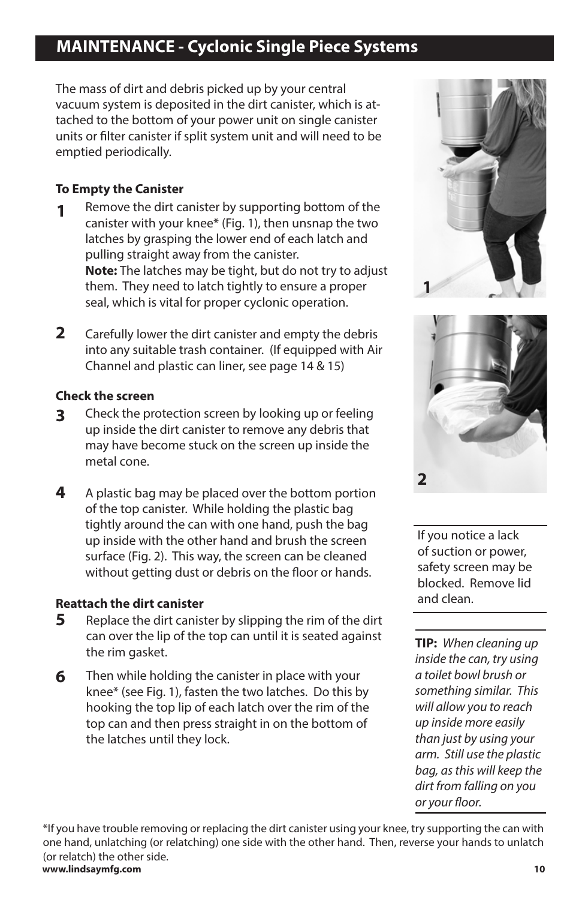# MAINTENANCE - Cyclonic Single Piece Systems

The mass of dirt and debris picked up by your central vacuum system is deposited in the dirt canister, which is attached to the bottom of your power unit on single canister units or filter canister if split system unit and will need to be emptied periodically.

**To Empty the Canister**

**1** Remove the dirt canister by supporting bottom of the canister with your knee* (Fig. 1), then unsnap the two latches by grasping the lower end of each latch and pulling straight away from the canister.
**Note:** The latches may be tight, but do not try to adjust them. They need to latch tightly to ensure a proper seal, which is vital for proper cyclonic operation.

**2** Carefully lower the dirt canister and empty the debris into any suitable trash container. (If equipped with Air Channel and plastic can liner, see page 14 & 15)

**Check the screen**

**3** Check the protection screen by looking up or feeling up inside the dirt canister to remove any debris that may have become stuck on the screen up inside the metal cone.

**4** A plastic bag may be placed over the bottom portion of the top canister. While holding the plastic bag tightly around the can with one hand, push the bag up inside with the other hand and brush the screen surface (Fig. 2). This way, the screen can be cleaned without getting dust or debris on the floor or hands.

**Reattach the dirt canister**

**5** Replace the dirt canister by slipping the rim of the dirt can over the lip of the top can until it is seated against the rim gasket.

**6** Then while holding the canister in place with your knee* (see Fig. 1), fasten the two latches. Do this by hooking the top lip of each latch over the rim of the top can and then press straight in on the bottom of the latches until they lock.

1

2

If you notice a lack of suction or power, safety screen may be blocked. Remove lid and clean.

**TIP:** *When cleaning up inside the can, try using a toilet bowl brush or something similar. This will allow you to reach up inside more easily than just by using your arm. Still use the plastic bag, as this will keep the dirt from falling on you or your floor.*

*If you have trouble removing or replacing the dirt canister using your knee, try supporting the can with one hand, unlatching (or relatching) one side with the other hand. Then, reverse your hands to unlatch (or relatch) the other side.

**www.lindsaymfg.com**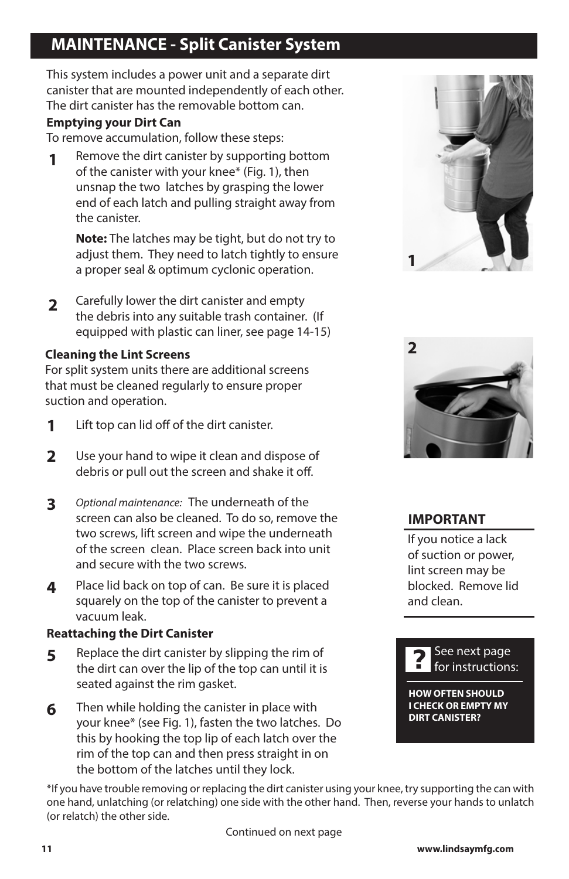## MAINTENANCE - Split Canister System

This system includes a power unit and a separate dirt canister that are mounted independently of each other. The dirt canister has the removable bottom can.

**Emptying your Dirt Can**

To remove accumulation, follow these steps:

**1** Remove the dirt canister by supporting bottom of the canister with your knee* (Fig. 1), then unsnap the two latches by grasping the lower end of each latch and pulling straight away from the canister.

**Note:** The latches may be tight, but do not try to adjust them. They need to latch tightly to ensure a proper seal & optimum cyclonic operation.

**2** Carefully lower the dirt canister and empty the debris into any suitable trash container. (If equipped with plastic can liner, see page 14-15)

**Cleaning the Lint Screens**

For split system units there are additional screens that must be cleaned regularly to ensure proper suction and operation.

**1** Lift top can lid off of the dirt canister.

**2** Use your hand to wipe it clean and dispose of debris or pull out the screen and shake it off.

**3** *Optional maintenance:* The underneath of the screen can also be cleaned. To do so, remove the two screws, lift screen and wipe the underneath of the screen clean. Place screen back into unit and secure with the two screws.

**4** Place lid back on top of can. Be sure it is placed squarely on the top of the canister to prevent a vacuum leak.

**Reattaching the Dirt Canister**

**5** Replace the dirt canister by slipping the rim of the dirt can over the lip of the top can until it is seated against the rim gasket.

**6** Then while holding the canister in place with your knee* (see Fig. 1), fasten the two latches. Do this by hooking the top lip of each latch over the rim of the top can and then press straight in on the bottom of the latches until they lock.

1

2

**IMPORTANT**

If you notice a lack of suction or power, lint screen may be blocked. Remove lid and clean.

**?** See next page for instructions:

**HOW OFTEN SHOULD I CHECK OR EMPTY MY DIRT CANISTER?**

*If you have trouble removing or replacing the dirt canister using your knee, try supporting the can with one hand, unlatching (or relatching) one side with the other hand. Then, reverse your hands to unlatch (or relatch) the other side.

Continued on next page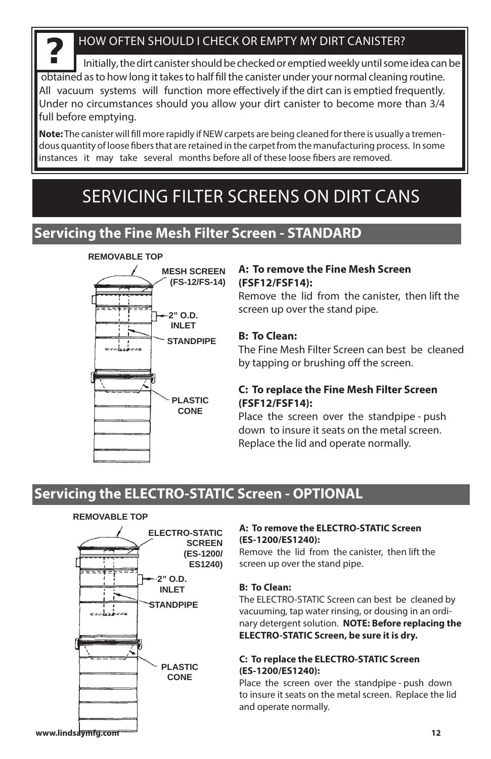## ? HOW OFTEN SHOULD I CHECK OR EMPTY MY DIRT CANISTER?

Initially, the dirt canister should be checked or emptied weekly until some idea can be obtained as to how long it takes to half fill the canister under your normal cleaning routine. All vacuum systems will function more effectively if the dirt can is emptied frequently. Under no circumstances should you allow your dirt canister to become more than 3/4 full before emptying.

**Note:** The canister will fill more rapidly if NEW carpets are being cleaned for there is usually a tremendous quantity of loose fibers that are retained in the carpet from the manufacturing process. In some instances it may take several months before all of these loose fibers are removed.

# SERVICING FILTER SCREENS ON DIRT CANS

## Servicing the Fine Mesh Filter Screen - STANDARD

REMOVABLE TOP

MESH SCREEN (FS-12/FS-14)

2" O.D. INLET

STANDPIPE

PLASTIC CONE

**A: To remove the Fine Mesh Screen (FSF12/FSF14):**
Remove the lid from the canister, then lift the screen up over the stand pipe.

**B: To Clean:**
The Fine Mesh Filter Screen can best be cleaned by tapping or brushing off the screen.

**C: To replace the Fine Mesh Filter Screen (FSF12/FSF14):**
Place the screen over the standpipe - push down to insure it seats on the metal screen. Replace the lid and operate normally.

## Servicing the ELECTRO-STATIC Screen - OPTIONAL

REMOVABLE TOP

ELECTRO-STATIC SCREEN (ES-1200/ ES1240)

2" O.D. INLET

STANDPIPE

PLASTIC CONE

**A: To remove the ELECTRO-STATIC Screen (ES-1200/ES1240):**
Remove the lid from the canister, then lift the screen up over the stand pipe.

**B: To Clean:**
The ELECTRO-STATIC Screen can best be cleaned by vacuuming, tap water rinsing, or dousing in an ordinary detergent solution. **NOTE: Before replacing the ELECTRO-STATIC Screen, be sure it is dry.**

**C: To replace the ELECTRO-STATIC Screen (ES-1200/ES1240):**
Place the screen over the standpipe - push down to insure it seats on the metal screen. Replace the lid and operate normally.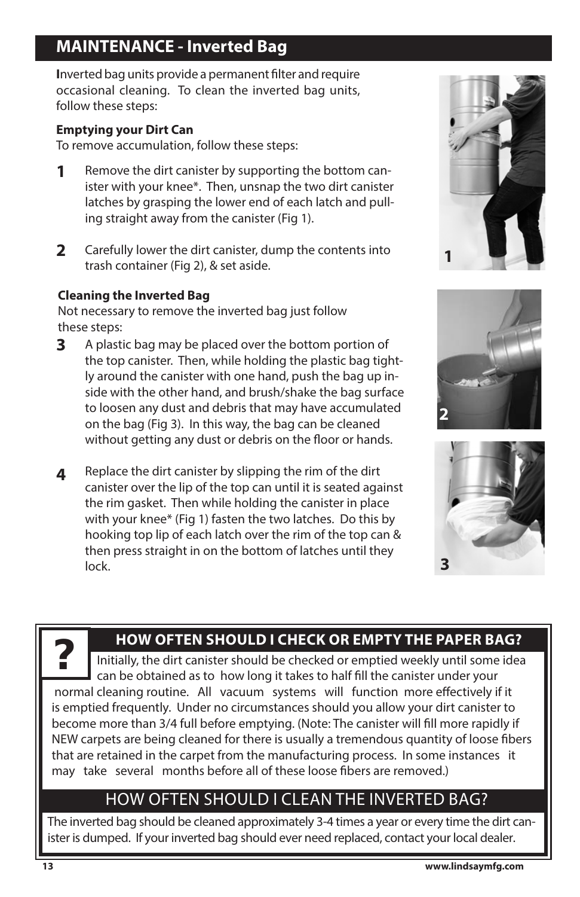## MAINTENANCE - Inverted Bag

**I**nverted bag units provide a permanent filter and require occasional cleaning. To clean the inverted bag units, follow these steps:

**Emptying your Dirt Can**

To remove accumulation, follow these steps:

**1** Remove the dirt canister by supporting the bottom canister with your knee*. Then, unsnap the two dirt canister latches by grasping the lower end of each latch and pulling straight away from the canister (Fig 1).

**2** Carefully lower the dirt canister, dump the contents into trash container (Fig 2), & set aside.

**Cleaning the Inverted Bag**

Not necessary to remove the inverted bag just follow these steps:

**3** A plastic bag may be placed over the bottom portion of the top canister. Then, while holding the plastic bag tightly around the canister with one hand, push the bag up inside with the other hand, and brush/shake the bag surface to loosen any dust and debris that may have accumulated on the bag (Fig 3). In this way, the bag can be cleaned without getting any dust or debris on the floor or hands.

**4** Replace the dirt canister by slipping the rim of the dirt canister over the lip of the top can until it is seated against the rim gasket. Then while holding the canister in place with your knee* (Fig 1) fasten the two latches. Do this by hooking top lip of each latch over the rim of the top can & then press straight in on the bottom of latches until they lock.

1

2

3

### ? HOW OFTEN SHOULD I CHECK OR EMPTY THE PAPER BAG?

Initially, the dirt canister should be checked or emptied weekly until some idea can be obtained as to how long it takes to half fill the canister under your normal cleaning routine. All vacuum systems will function more effectively if it is emptied frequently. Under no circumstances should you allow your dirt canister to become more than 3/4 full before emptying. (Note: The canister will fill more rapidly if NEW carpets are being cleaned for there is usually a tremendous quantity of loose fibers that are retained in the carpet from the manufacturing process. In some instances it may take several months before all of these loose fibers are removed.)

### HOW OFTEN SHOULD I CLEAN THE INVERTED BAG?

The inverted bag should be cleaned approximately 3-4 times a year or every time the dirt canister is dumped. If your inverted bag should ever need replaced, contact your local dealer.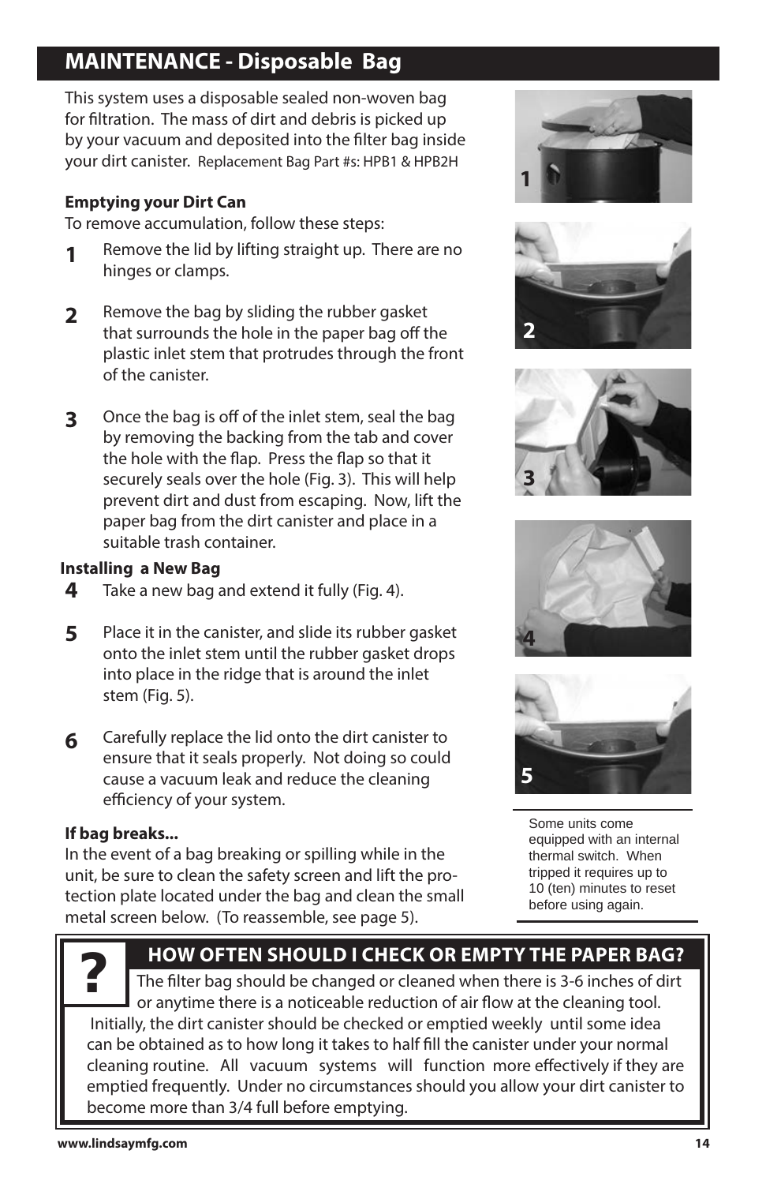## MAINTENANCE - Disposable Bag

This system uses a disposable sealed non-woven bag for filtration. The mass of dirt and debris is picked up by your vacuum and deposited into the filter bag inside your dirt canister. Replacement Bag Part #s: HPB1 & HPB2H

**Emptying your Dirt Can**

To remove accumulation, follow these steps:

1. Remove the lid by lifting straight up. There are no hinges or clamps.
2. Remove the bag by sliding the rubber gasket that surrounds the hole in the paper bag off the plastic inlet stem that protrudes through the front of the canister.
3. Once the bag is off of the inlet stem, seal the bag by removing the backing from the tab and cover the hole with the flap. Press the flap so that it securely seals over the hole (Fig. 3). This will help prevent dirt and dust from escaping. Now, lift the paper bag from the dirt canister and place in a suitable trash container.

**Installing a New Bag**

4. Take a new bag and extend it fully (Fig. 4).
5. Place it in the canister, and slide its rubber gasket onto the inlet stem until the rubber gasket drops into place in the ridge that is around the inlet stem (Fig. 5).
6. Carefully replace the lid onto the dirt canister to ensure that it seals properly. Not doing so could cause a vacuum leak and reduce the cleaning efficiency of your system.

**If bag breaks...**

In the event of a bag breaking or spilling while in the unit, be sure to clean the safety screen and lift the protection plate located under the bag and clean the small metal screen below. (To reassemble, see page 5).

1

2

3

4

5

Some units come equipped with an internal thermal switch. When tripped it requires up to 10 (ten) minutes to reset before using again.

### ? HOW OFTEN SHOULD I CHECK OR EMPTY THE PAPER BAG?

The filter bag should be changed or cleaned when there is 3-6 inches of dirt or anytime there is a noticeable reduction of air flow at the cleaning tool. Initially, the dirt canister should be checked or emptied weekly until some idea can be obtained as to how long it takes to half fill the canister under your normal cleaning routine. All vacuum systems will function more effectively if they are emptied frequently. Under no circumstances should you allow your dirt canister to become more than 3/4 full before emptying.

www.lindsaymfg.com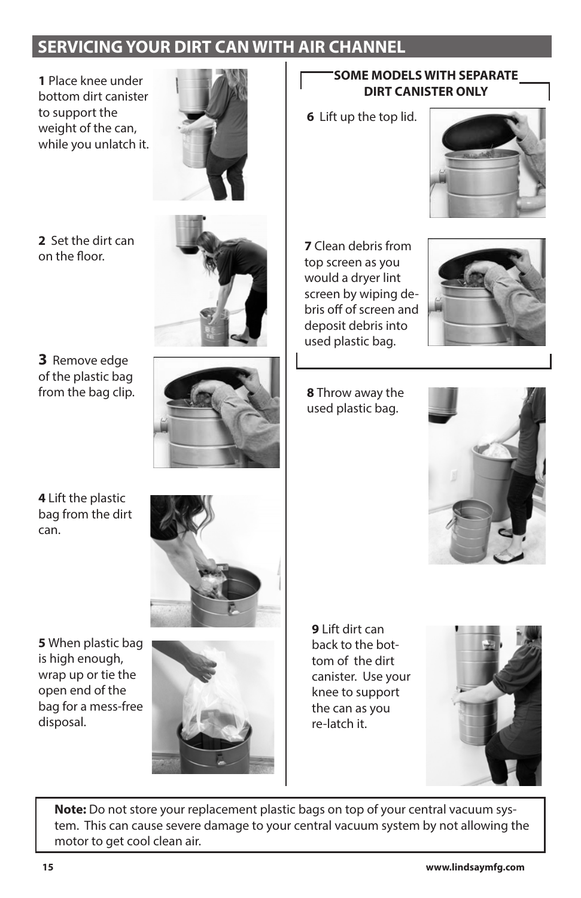## SERVICING YOUR DIRT CAN WITH AIR CHANNEL

**1** Place knee under bottom dirt canister to support the weight of the can, while you unlatch it.

**2** Set the dirt can on the floor.

**3** Remove edge of the plastic bag from the bag clip.

**4** Lift the plastic bag from the dirt can.

**5** When plastic bag is high enough, wrap up or tie the open end of the bag for a mess-free disposal.

**SOME MODELS WITH SEPARATE DIRT CANISTER ONLY**

**6** Lift up the top lid.

**7** Clean debris from top screen as you would a dryer lint screen by wiping debris off of screen and deposit debris into used plastic bag.

**8** Throw away the used plastic bag.

**9** Lift dirt can back to the bottom of the dirt canister. Use your knee to support the can as you re-latch it.

**Note:** Do not store your replacement plastic bags on top of your central vacuum system. This can cause severe damage to your central vacuum system by not allowing the motor to get cool clean air.

www.lindsaymfg.com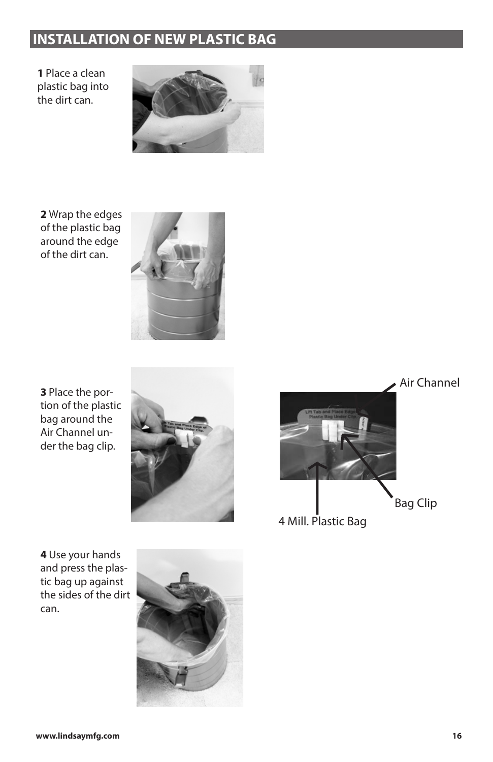## INSTALLATION OF NEW PLASTIC BAG

**1** Place a clean plastic bag into the dirt can.

**2** Wrap the edges of the plastic bag around the edge of the dirt can.

**3** Place the portion of the plastic bag around the Air Channel under the bag clip.

Air Channel

Bag Clip

4 Mill. Plastic Bag

**4** Use your hands and press the plastic bag up against the sides of the dirt can.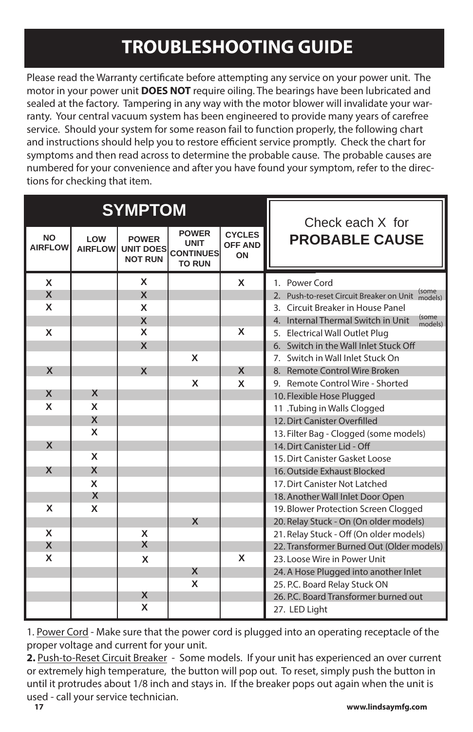# TROUBLESHOOTING GUIDE

Please read the Warranty certificate before attempting any service on your power unit. The motor in your power unit **DOES NOT** require oiling. The bearings have been lubricated and sealed at the factory. Tampering in any way with the motor blower will invalidate your warranty. Your central vacuum system has been engineered to provide many years of carefree service. Should your system for some reason fail to function properly, the following chart and instructions should help you to restore efficient service promptly. Check the chart for symptoms and then read across to determine the probable cause. The probable causes are numbered for your convenience and after you have found your symptom, refer to the directions for checking that item.

| SYMPTOM | | | | | Check each X for **PROBABLE CAUSE** |
|---|---|---|---|---|---|
| NO AIRFLOW | LOW AIRFLOW | POWER UNIT DOES NOT RUN | POWER UNIT CONTINUES TO RUN | CYCLES OFF AND ON | |
| X | | X | | X | 1. Power Cord |
| X | | X | | | 2. Push-to-reset Circuit Breaker on Unit (some models) |
| X | | X | | | 3. Circuit Breaker in House Panel |
| | | X | | | 4. Internal Thermal Switch in Unit (some models) |
| X | | X | | X | 5. Electrical Wall Outlet Plug |
| | | X | | | 6. Switch in the Wall Inlet Stuck Off |
| | | | X | | 7. Switch in Wall Inlet Stuck On |
| X | | X | | X | 8. Remote Control Wire Broken |
| | | | X | X | 9. Remote Control Wire - Shorted |
| X | X | | | | 10. Flexible Hose Plugged |
| X | X | | | | 11 .Tubing in Walls Clogged |
| | X | | | | 12. Dirt Canister Overfilled |
| | X | | | | 13. Filter Bag - Clogged (some models) |
| X | | | | | 14. Dirt Canister Lid - Off |
| | X | | | | 15. Dirt Canister Gasket Loose |
| X | X | | | | 16. Outside Exhaust Blocked |
| | X | | | | 17. Dirt Canister Not Latched |
| | X | | | | 18. Another Wall Inlet Door Open |
| X | X | | | | 19. Blower Protection Screen Clogged |
| | | | X | | 20. Relay Stuck - On (On older models) |
| X | | X | | | 21. Relay Stuck - Off (On older models) |
| X | | X | | | 22. Transformer Burned Out (Older models) |
| X | | X | | X | 23. Loose Wire in Power Unit |
| | | | X | | 24. A Hose Plugged into another Inlet |
| | | | X | | 25. P.C. Board Relay Stuck ON |
| | | X | | | 26. P.C. Board Transformer burned out |
| | | X | | | 27. LED Light |

1. Power Cord - Make sure that the power cord is plugged into an operating receptacle of the proper voltage and current for your unit.

**2.** Push-to-Reset Circuit Breaker - Some models. If your unit has experienced an over current or extremely high temperature, the button will pop out. To reset, simply push the button in until it protrudes about 1/8 inch and stays in. If the breaker pops out again when the unit is used - call your service technician.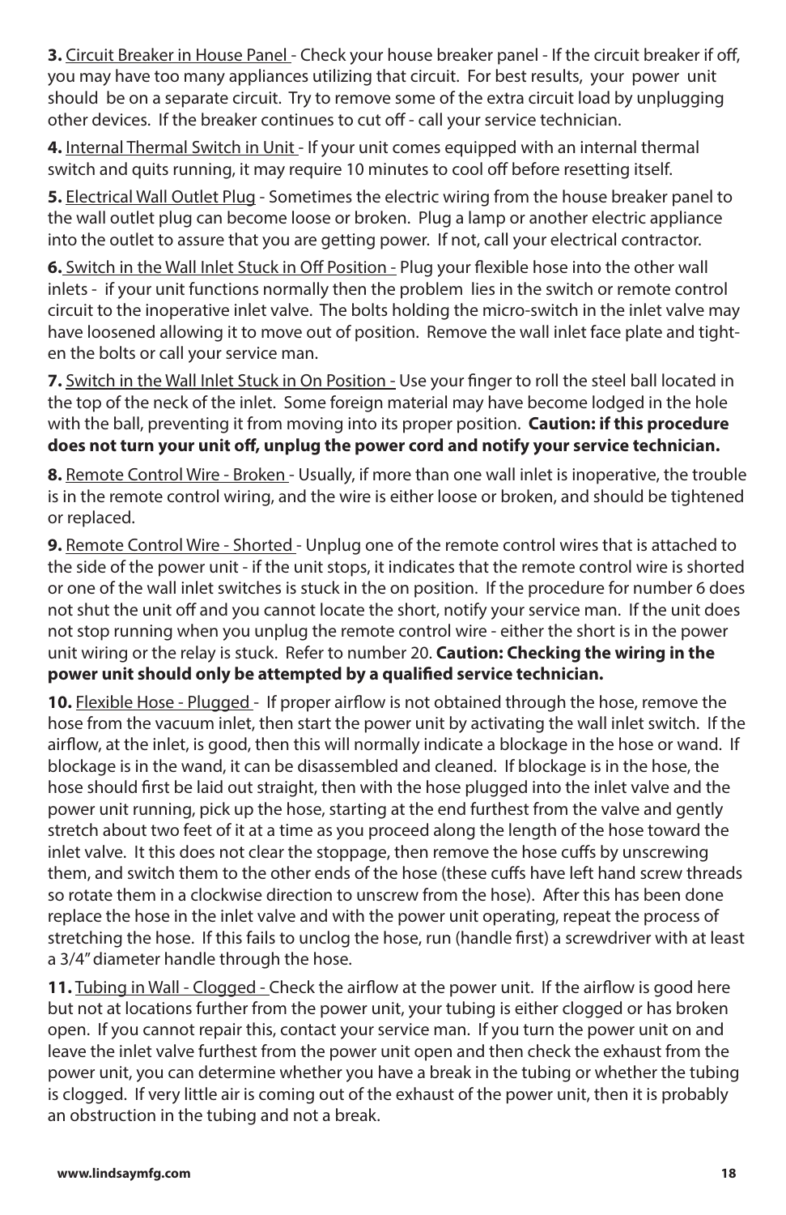**3.** Circuit Breaker in House Panel - Check your house breaker panel - If the circuit breaker if off, you may have too many appliances utilizing that circuit. For best results, your power unit should be on a separate circuit. Try to remove some of the extra circuit load by unplugging other devices. If the breaker continues to cut off - call your service technician.

**4.** Internal Thermal Switch in Unit - If your unit comes equipped with an internal thermal switch and quits running, it may require 10 minutes to cool off before resetting itself.

**5.** Electrical Wall Outlet Plug - Sometimes the electric wiring from the house breaker panel to the wall outlet plug can become loose or broken. Plug a lamp or another electric appliance into the outlet to assure that you are getting power. If not, call your electrical contractor.

**6.** Switch in the Wall Inlet Stuck in Off Position - Plug your flexible hose into the other wall inlets - if your unit functions normally then the problem lies in the switch or remote control circuit to the inoperative inlet valve. The bolts holding the micro-switch in the inlet valve may have loosened allowing it to move out of position. Remove the wall inlet face plate and tighten the bolts or call your service man.

**7.** Switch in the Wall Inlet Stuck in On Position - Use your finger to roll the steel ball located in the top of the neck of the inlet. Some foreign material may have become lodged in the hole with the ball, preventing it from moving into its proper position. **Caution: if this procedure does not turn your unit off, unplug the power cord and notify your service technician.**

**8.** Remote Control Wire - Broken - Usually, if more than one wall inlet is inoperative, the trouble is in the remote control wiring, and the wire is either loose or broken, and should be tightened or replaced.

**9.** Remote Control Wire - Shorted - Unplug one of the remote control wires that is attached to the side of the power unit - if the unit stops, it indicates that the remote control wire is shorted or one of the wall inlet switches is stuck in the on position. If the procedure for number 6 does not shut the unit off and you cannot locate the short, notify your service man. If the unit does not stop running when you unplug the remote control wire - either the short is in the power unit wiring or the relay is stuck. Refer to number 20. **Caution: Checking the wiring in the power unit should only be attempted by a qualified service technician.**

**10.** Flexible Hose - Plugged - If proper airflow is not obtained through the hose, remove the hose from the vacuum inlet, then start the power unit by activating the wall inlet switch. If the airflow, at the inlet, is good, then this will normally indicate a blockage in the hose or wand. If blockage is in the wand, it can be disassembled and cleaned. If blockage is in the hose, the hose should first be laid out straight, then with the hose plugged into the inlet valve and the power unit running, pick up the hose, starting at the end furthest from the valve and gently stretch about two feet of it at a time as you proceed along the length of the hose toward the inlet valve. It this does not clear the stoppage, then remove the hose cuffs by unscrewing them, and switch them to the other ends of the hose (these cuffs have left hand screw threads so rotate them in a clockwise direction to unscrew from the hose). After this has been done replace the hose in the inlet valve and with the power unit operating, repeat the process of stretching the hose. If this fails to unclog the hose, run (handle first) a screwdriver with at least a 3/4" diameter handle through the hose.

**11.** Tubing in Wall - Clogged - Check the airflow at the power unit. If the airflow is good here but not at locations further from the power unit, your tubing is either clogged or has broken open. If you cannot repair this, contact your service man. If you turn the power unit on and leave the inlet valve furthest from the power unit open and then check the exhaust from the power unit, you can determine whether you have a break in the tubing or whether the tubing is clogged. If very little air is coming out of the exhaust of the power unit, then it is probably an obstruction in the tubing and not a break.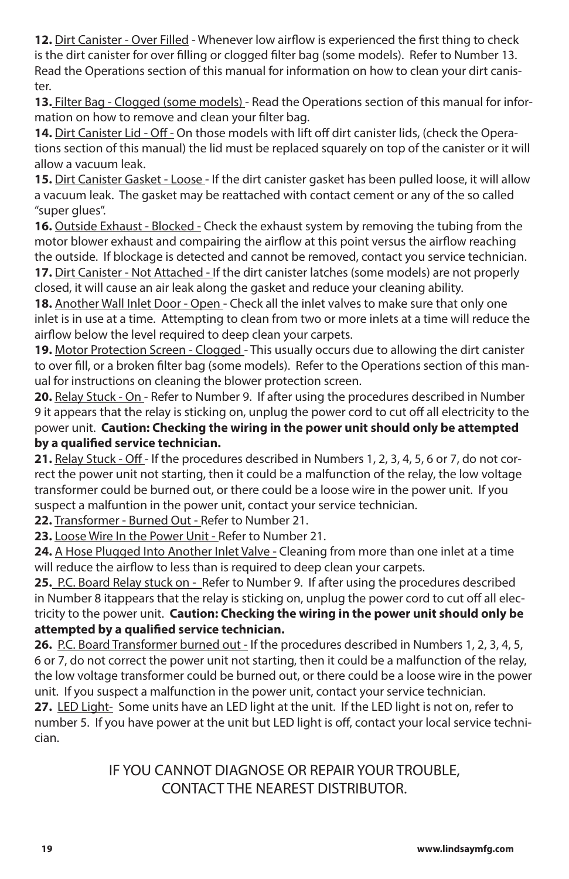**12.** Dirt Canister - Over Filled - Whenever low airflow is experienced the first thing to check is the dirt canister for over filling or clogged filter bag (some models). Refer to Number 13. Read the Operations section of this manual for information on how to clean your dirt canister.

**13.** Filter Bag - Clogged (some models) - Read the Operations section of this manual for information on how to remove and clean your filter bag.

**14.** Dirt Canister Lid - Off - On those models with lift off dirt canister lids, (check the Operations section of this manual) the lid must be replaced squarely on top of the canister or it will allow a vacuum leak.

**15.** Dirt Canister Gasket - Loose - If the dirt canister gasket has been pulled loose, it will allow a vacuum leak. The gasket may be reattached with contact cement or any of the so called "super glues".

**16.** Outside Exhaust - Blocked - Check the exhaust system by removing the tubing from the motor blower exhaust and compairing the airflow at this point versus the airflow reaching the outside. If blockage is detected and cannot be removed, contact you service technician.

**17.** Dirt Canister - Not Attached - If the dirt canister latches (some models) are not properly closed, it will cause an air leak along the gasket and reduce your cleaning ability.

**18.** Another Wall Inlet Door - Open - Check all the inlet valves to make sure that only one inlet is in use at a time. Attempting to clean from two or more inlets at a time will reduce the airflow below the level required to deep clean your carpets.

**19.** Motor Protection Screen - Clogged - This usually occurs due to allowing the dirt canister to over fill, or a broken filter bag (some models). Refer to the Operations section of this manual for instructions on cleaning the blower protection screen.

**20.** Relay Stuck - On - Refer to Number 9. If after using the procedures described in Number 9 it appears that the relay is sticking on, unplug the power cord to cut off all electricity to the power unit. **Caution: Checking the wiring in the power unit should only be attempted by a qualified service technician.**

**21.** Relay Stuck - Off - If the procedures described in Numbers 1, 2, 3, 4, 5, 6 or 7, do not correct the power unit not starting, then it could be a malfunction of the relay, the low voltage transformer could be burned out, or there could be a loose wire in the power unit. If you suspect a malfuntion in the power unit, contact your service technician.

**22.** Transformer - Burned Out - Refer to Number 21.

**23.** Loose Wire In the Power Unit - Refer to Number 21.

**24.** A Hose Plugged Into Another Inlet Valve - Cleaning from more than one inlet at a time will reduce the airflow to less than is required to deep clean your carpets.

**25.** P.C. Board Relay stuck on - Refer to Number 9. If after using the procedures described in Number 8 itappears that the relay is sticking on, unplug the power cord to cut off all electricity to the power unit. **Caution: Checking the wiring in the power unit should only be attempted by a qualified service technician.**

**26.** P.C. Board Transformer burned out - If the procedures described in Numbers 1, 2, 3, 4, 5, 6 or 7, do not correct the power unit not starting, then it could be a malfunction of the relay, the low voltage transformer could be burned out, or there could be a loose wire in the power unit. If you suspect a malfunction in the power unit, contact your service technician.

**27.** LED Light- Some units have an LED light at the unit. If the LED light is not on, refer to number 5. If you have power at the unit but LED light is off, contact your local service technician.

IF YOU CANNOT DIAGNOSE OR REPAIR YOUR TROUBLE, CONTACT THE NEAREST DISTRIBUTOR.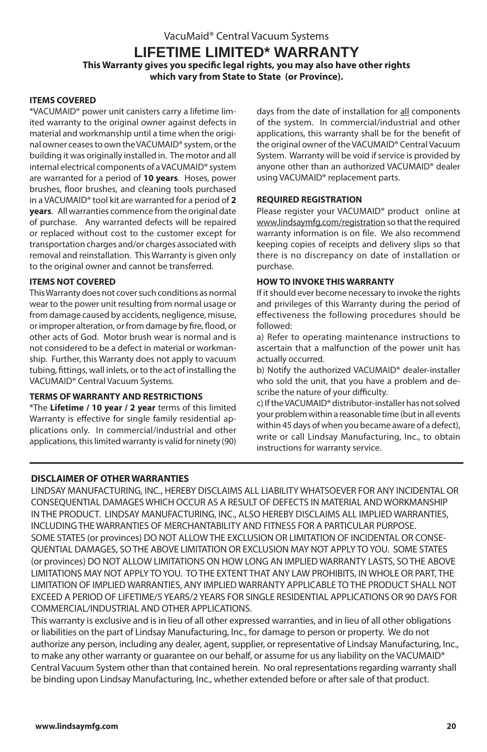VacuMaid® Central Vacuum Systems

# LIFETIME LIMITED* WARRANTY

**This Warranty gives you specific legal rights, you may also have other rights which vary from State to State (or Province).**

### ITEMS COVERED

*VACUMAID® power unit canisters carry a lifetime limited warranty to the original owner against defects in material and workmanship until a time when the original owner ceases to own the VACUMAID® system, or the building it was originally installed in. The motor and all internal electrical components of a VACUMAID® system are warranted for a period of **10 years**. Hoses, power brushes, floor brushes, and cleaning tools purchased in a VACUMAID® tool kit are warranted for a period of **2 years**. All warranties commence from the original date of purchase. Any warranted defects will be repaired or replaced without cost to the customer except for transportation charges and/or charges associated with removal and reinstallation. This Warranty is given only to the original owner and cannot be transferred.

### ITEMS NOT COVERED

This Warranty does not cover such conditions as normal wear to the power unit resulting from normal usage or from damage caused by accidents, negligence, misuse, or improper alteration, or from damage by fire, flood, or other acts of God. Motor brush wear is normal and is not considered to be a defect in material or workmanship. Further, this Warranty does not apply to vacuum tubing, fittings, wall inlets, or to the act of installing the VACUMAID® Central Vacuum Systems.

### TERMS OF WARRANTY AND RESTRICTIONS

*The **Lifetime / 10 year / 2 year** terms of this limited Warranty is effective for single family residential applications only. In commercial/industrial and other applications, this limited warranty is valid for ninety (90) days from the date of installation for all components of the system. In commercial/industrial and other applications, this warranty shall be for the benefit of the original owner of the VACUMAID® Central Vacuum System. Warranty will be void if service is provided by anyone other than an authorized VACUMAID® dealer using VACUMAID® replacement parts.

### REQUIRED REGISTRATION

Please register your VACUMAID® product online at www.lindsaymfg.com/registration so that the required warranty information is on file. We also recommend keeping copies of receipts and delivery slips so that there is no discrepancy on date of installation or purchase.

### HOW TO INVOKE THIS WARRANTY

If it should ever become necessary to invoke the rights and privileges of this Warranty during the period of effectiveness the following procedures should be followed:

a) Refer to operating maintenance instructions to ascertain that a malfunction of the power unit has actually occurred.

b) Notify the authorized VACUMAID® dealer-installer who sold the unit, that you have a problem and describe the nature of your difficulty.

c) If the VACUMAID® distributor-installer has not solved your problem within a reasonable time (but in all events within 45 days of when you became aware of a defect), write or call Lindsay Manufacturing, Inc., to obtain instructions for warranty service.

---

### DISCLAIMER OF OTHER WARRANTIES

LINDSAY MANUFACTURING, INC., HEREBY DISCLAIMS ALL LIABILITY WHATSOEVER FOR ANY INCIDENTAL OR CONSEQUENTIAL DAMAGES WHICH OCCUR AS A RESULT OF DEFECTS IN MATERIAL AND WORKMANSHIP IN THE PRODUCT. LINDSAY MANUFACTURING, INC., ALSO HEREBY DISCLAIMS ALL IMPLIED WARRANTIES, INCLUDING THE WARRANTIES OF MERCHANTABILITY AND FITNESS FOR A PARTICULAR PURPOSE. SOME STATES (or provinces) DO NOT ALLOW THE EXCLUSION OR LIMITATION OF INCIDENTAL OR CONSEQUENTIAL DAMAGES, SO THE ABOVE LIMITATION OR EXCLUSION MAY NOT APPLY TO YOU. SOME STATES (or provinces) DO NOT ALLOW LIMITATIONS ON HOW LONG AN IMPLIED WARRANTY LASTS, SO THE ABOVE LIMITATIONS MAY NOT APPLY TO YOU. TO THE EXTENT THAT ANY LAW PROHIBITS, IN WHOLE OR PART, THE LIMITATION OF IMPLIED WARRANTIES, ANY IMPLIED WARRANTY APPLICABLE TO THE PRODUCT SHALL NOT EXCEED A PERIOD OF LIFETIME/5 YEARS/2 YEARS FOR SINGLE RESIDENTIAL APPLICATIONS OR 90 DAYS FOR COMMERCIAL/INDUSTRIAL AND OTHER APPLICATIONS.

This warranty is exclusive and is in lieu of all other expressed warranties, and in lieu of all other obligations or liabilities on the part of Lindsay Manufacturing, Inc., for damage to person or property. We do not authorize any person, including any dealer, agent, supplier, or representative of Lindsay Manufacturing, Inc., to make any other warranty or guarantee on our behalf, or assume for us any liability on the VACUMAID® Central Vacuum System other than that contained herein. No oral representations regarding warranty shall be binding upon Lindsay Manufacturing, Inc., whether extended before or after sale of that product.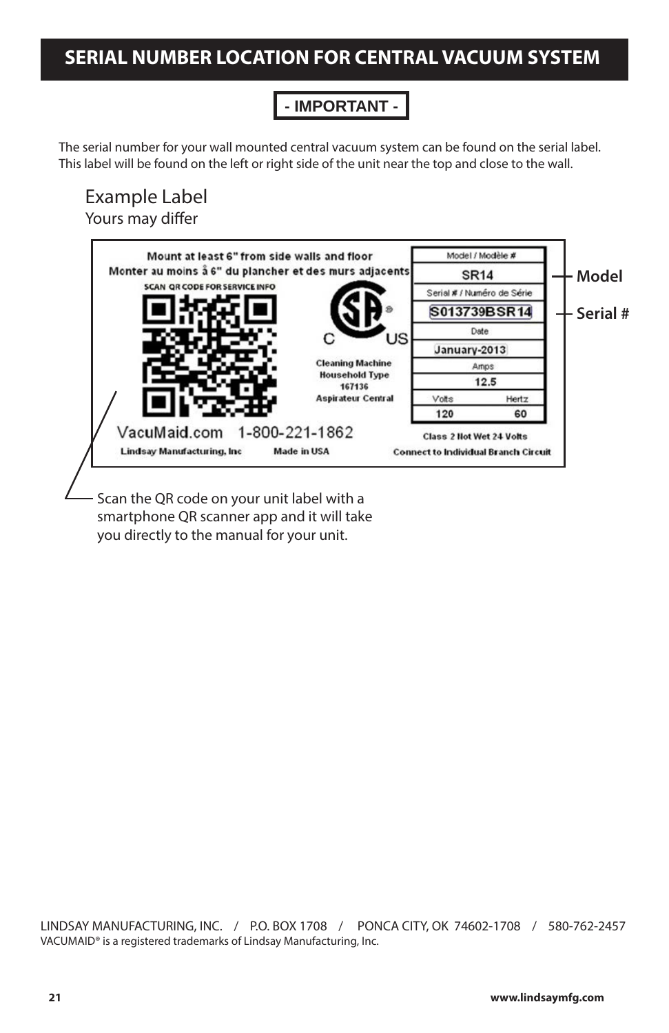# SERIAL NUMBER LOCATION FOR CENTRAL VACUUM SYSTEM

**- IMPORTANT -**

The serial number for your wall mounted central vacuum system can be found on the serial label. This label will be found on the left or right side of the unit near the top and close to the wall.

## Example Label

Yours may differ

Mount at least 6" from side walls and floor
Monter au moins à 6" du plancher et des murs adjacents
SCAN QR CODE FOR SERVICE INFO

C US
Cleaning Machine
Household Type
167136
Aspirateur Central

| Model / Modèle # | |
|---|---|
| SR14 | |
| Serial # / Numéro de Série | |
| S013739BSR14 | |
| Date | |
| January-2013 | |
| Amps | |
| 12.5 | |
| Volts | Hertz |
| 120 | 60 |

**Model**

**Serial #**

VacuMaid.com 1-800-221-1862
Lindsay Manufacturing, Inc Made in USA
Class 2 Not Wet 24 Volts
Connect to Individual Branch Circuit

Scan the QR code on your unit label with a smartphone QR scanner app and it will take you directly to the manual for your unit.

LINDSAY MANUFACTURING, INC. / P.O. BOX 1708 / PONCA CITY, OK 74602-1708 / 580-762-2457
VACUMAID® is a registered trademarks of Lindsay Manufacturing, Inc.

www.lindsaymfg.com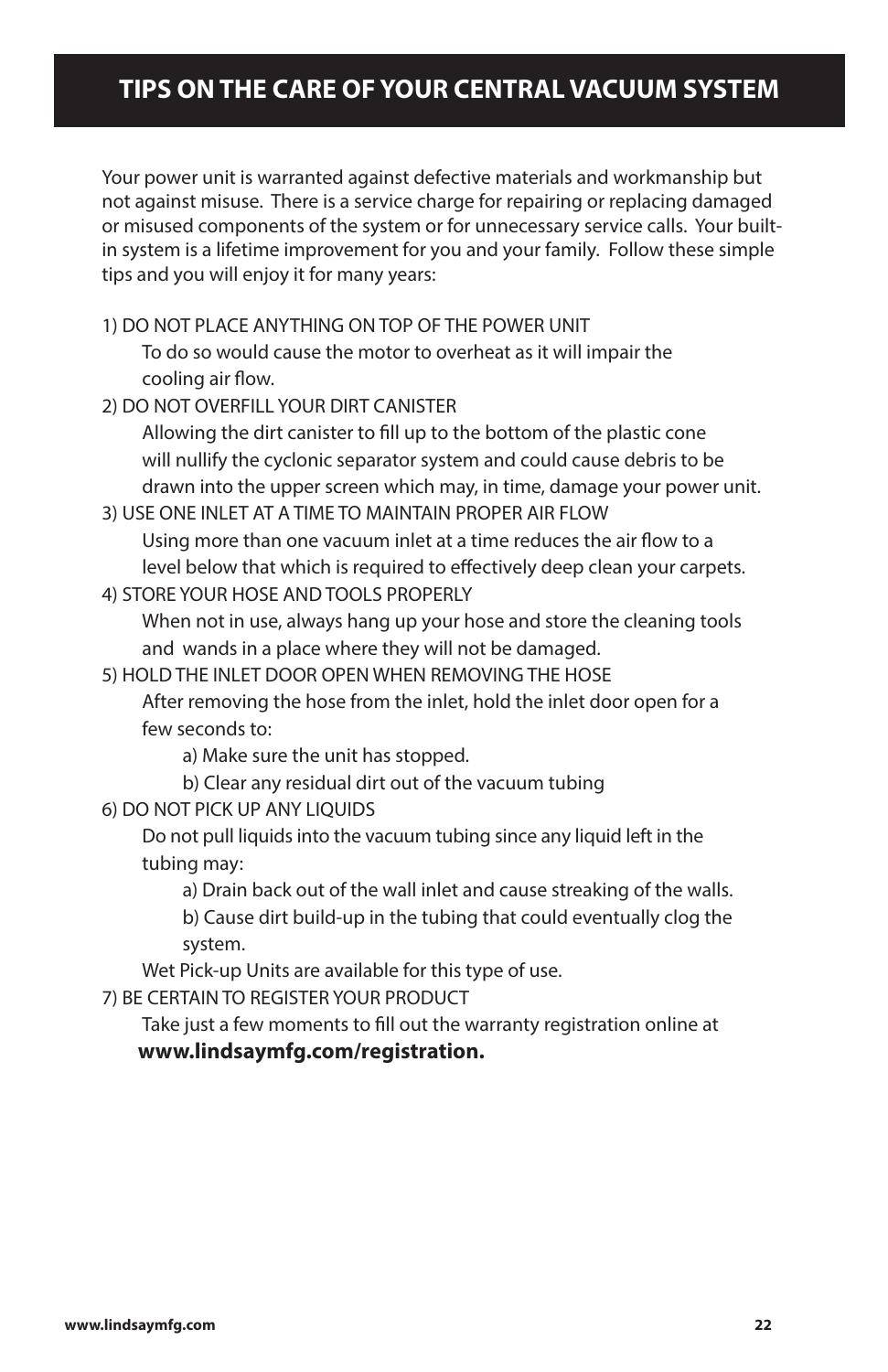# TIPS ON THE CARE OF YOUR CENTRAL VACUUM SYSTEM

Your power unit is warranted against defective materials and workmanship but not against misuse. There is a service charge for repairing or replacing damaged or misused components of the system or for unnecessary service calls. Your built-in system is a lifetime improvement for you and your family. Follow these simple tips and you will enjoy it for many years:

1) DO NOT PLACE ANYTHING ON TOP OF THE POWER UNIT

   To do so would cause the motor to overheat as it will impair the cooling air flow.

2) DO NOT OVERFILL YOUR DIRT CANISTER

   Allowing the dirt canister to fill up to the bottom of the plastic cone will nullify the cyclonic separator system and could cause debris to be drawn into the upper screen which may, in time, damage your power unit.

3) USE ONE INLET AT A TIME TO MAINTAIN PROPER AIR FLOW

   Using more than one vacuum inlet at a time reduces the air flow to a level below that which is required to effectively deep clean your carpets.

4) STORE YOUR HOSE AND TOOLS PROPERLY

   When not in use, always hang up your hose and store the cleaning tools and wands in a place where they will not be damaged.

5) HOLD THE INLET DOOR OPEN WHEN REMOVING THE HOSE

   After removing the hose from the inlet, hold the inlet door open for a few seconds to:

   a) Make sure the unit has stopped.

   b) Clear any residual dirt out of the vacuum tubing

6) DO NOT PICK UP ANY LIQUIDS

   Do not pull liquids into the vacuum tubing since any liquid left in the tubing may:

   a) Drain back out of the wall inlet and cause streaking of the walls.

   b) Cause dirt build-up in the tubing that could eventually clog the system.

   Wet Pick-up Units are available for this type of use.

7) BE CERTAIN TO REGISTER YOUR PRODUCT

   Take just a few moments to fill out the warranty registration online at **www.lindsaymfg.com/registration.**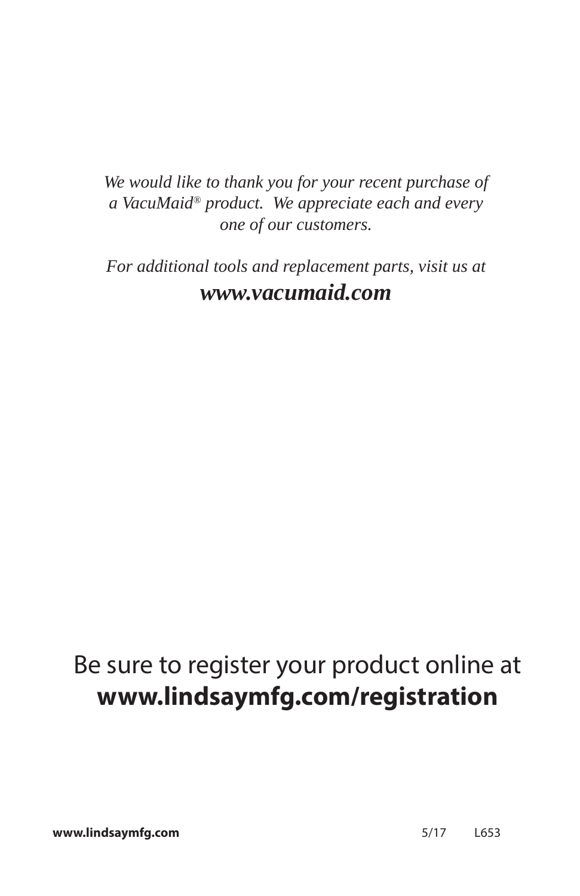*We would like to thank you for your recent purchase of a VacuMaid® product. We appreciate each and every one of our customers.*

*For additional tools and replacement parts, visit us at*
***www.vacumaid.com***

Be sure to register your product online at
**www.lindsaymfg.com/registration**

**www.lindsaymfg.com** 5/17 L653